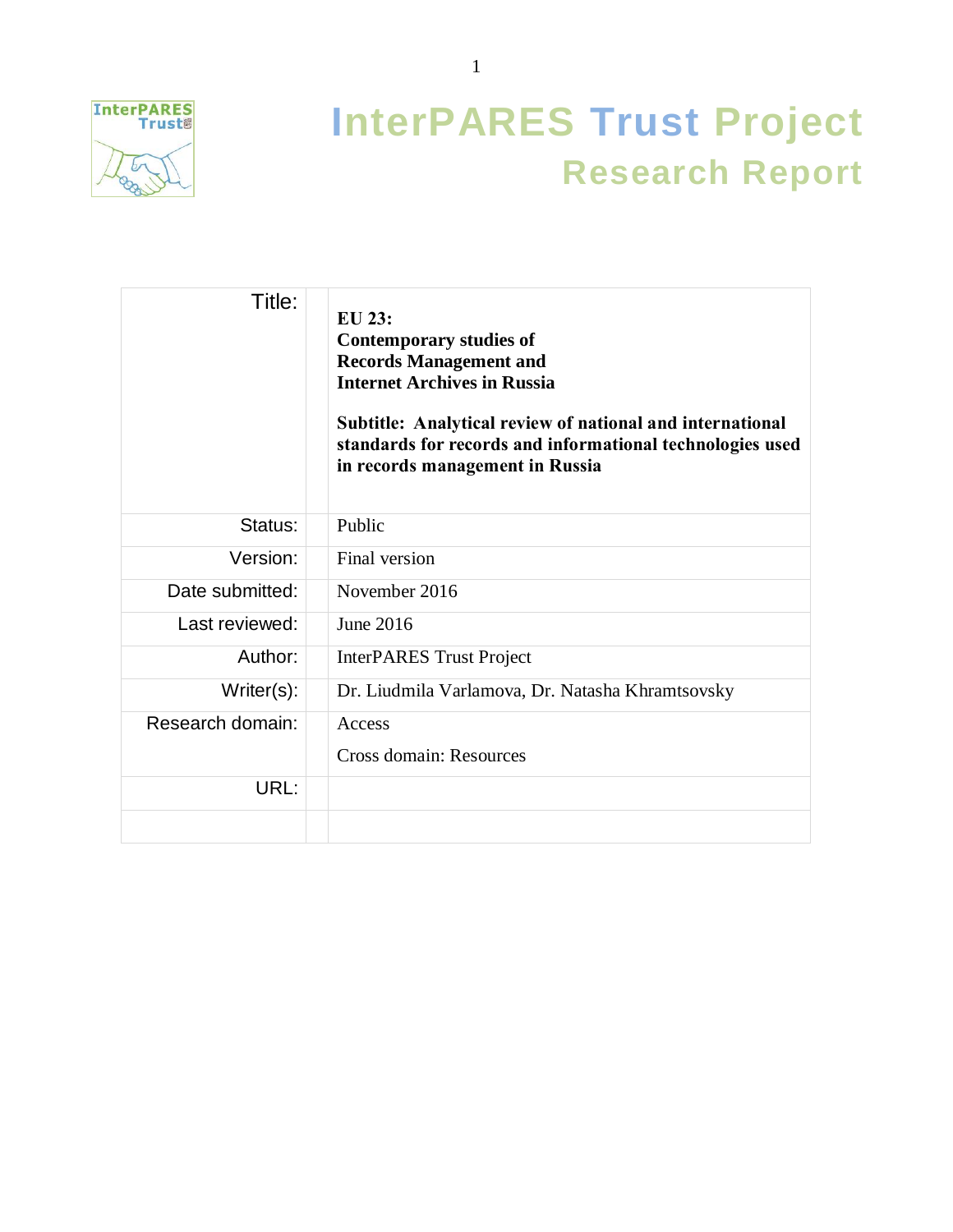# InterPARES Trust Project
## Research Report

| Title: | | **EU 23:**<br>**Contemporary studies of Records Management and Internet Archives in Russia**<br><br>**Subtitle: Analytical review of national and international standards for records and informational technologies used in records management in Russia** |
|---|---|---|
| Status: | | Public |
| Version: | | Final version |
| Date submitted: | | November 2016 |
| Last reviewed: | | June 2016 |
| Author: | | InterPARES Trust Project |
| Writer(s): | | Dr. Liudmila Varlamova, Dr. Natasha Khramtsovsky |
| Research domain: | | Access<br>Cross domain: Resources |
| URL: | | |
| | | |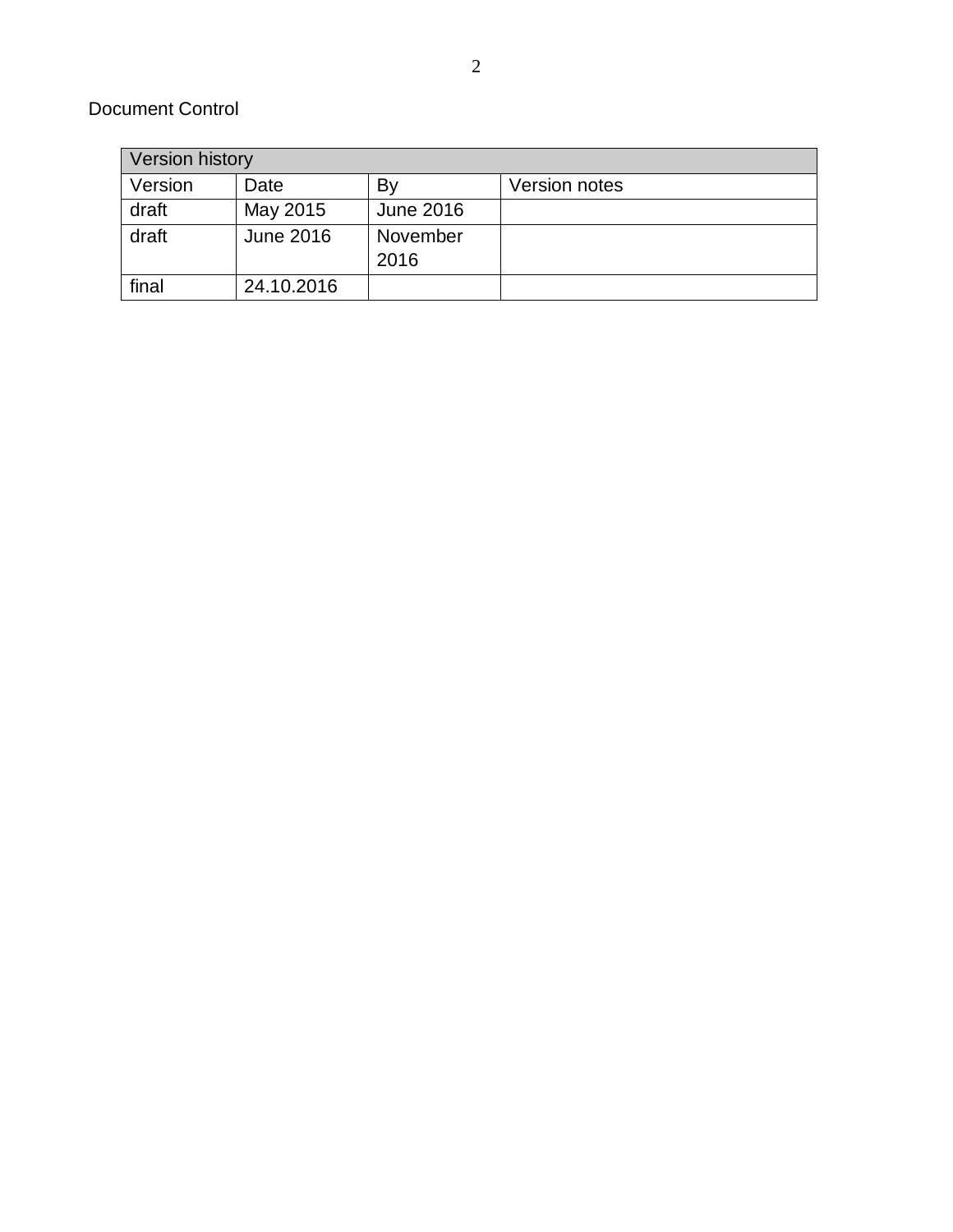Document Control

| Version history | | | |
| --- | --- | --- | --- |
| Version | Date | By | Version notes |
| draft | May 2015 | June 2016 | |
| draft | June 2016 | November 2016 | |
| final | 24.10.2016 | | |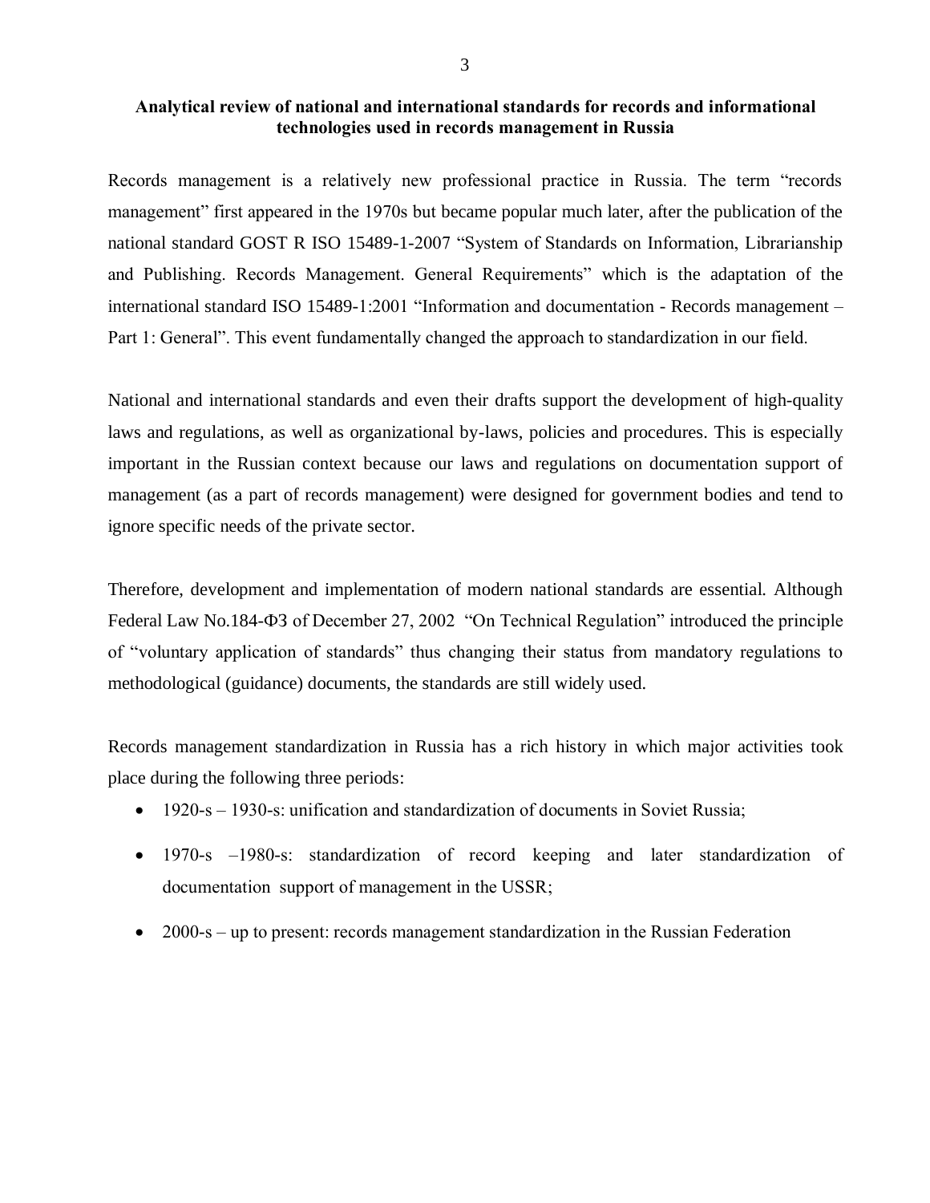**Analytical review of national and international standards for records and informational technologies used in records management in Russia**

Records management is a relatively new professional practice in Russia. The term "records management" first appeared in the 1970s but became popular much later, after the publication of the national standard GOST R ISO 15489-1-2007 "System of Standards on Information, Librarianship and Publishing. Records Management. General Requirements" which is the adaptation of the international standard ISO 15489-1:2001 "Information and documentation - Records management – Part 1: General". This event fundamentally changed the approach to standardization in our field.

National and international standards and even their drafts support the development of high-quality laws and regulations, as well as organizational by-laws, policies and procedures. This is especially important in the Russian context because our laws and regulations on documentation support of management (as a part of records management) were designed for government bodies and tend to ignore specific needs of the private sector.

Therefore, development and implementation of modern national standards are essential. Although Federal Law No.184-ФЗ of December 27, 2002 "On Technical Regulation" introduced the principle of "voluntary application of standards" thus changing their status from mandatory regulations to methodological (guidance) documents, the standards are still widely used.

Records management standardization in Russia has a rich history in which major activities took place during the following three periods:

- 1920-s – 1930-s: unification and standardization of documents in Soviet Russia;
- 1970-s –1980-s: standardization of record keeping and later standardization of documentation support of management in the USSR;
- 2000-s – up to present: records management standardization in the Russian Federation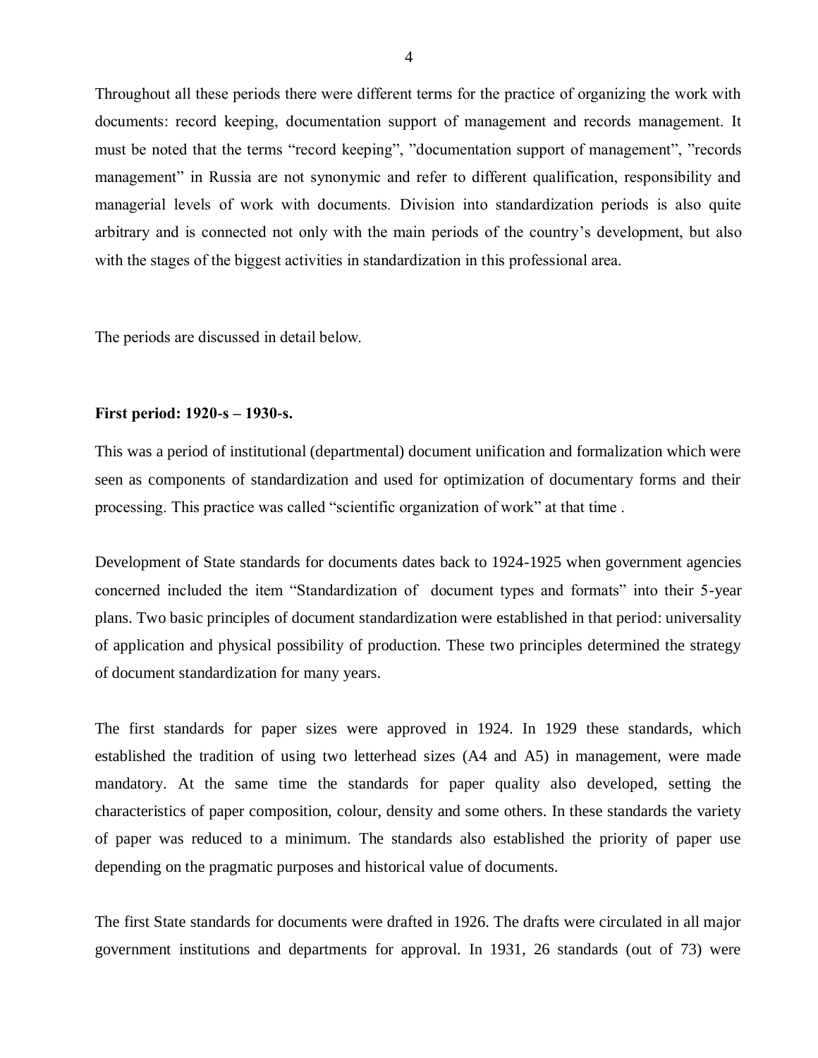Throughout all these periods there were different terms for the practice of organizing the work with documents: record keeping, documentation support of management and records management. It must be noted that the terms “record keeping”, ”documentation support of management”, ”records management” in Russia are not synonymic and refer to different qualification, responsibility and managerial levels of work with documents. Division into standardization periods is also quite arbitrary and is connected not only with the main periods of the country’s development, but also with the stages of the biggest activities in standardization in this professional area.

The periods are discussed in detail below.

**First period: 1920-s – 1930-s.**

This was a period of institutional (departmental) document unification and formalization which were seen as components of standardization and used for optimization of documentary forms and their processing. This practice was called “scientific organization of work” at that time .

Development of State standards for documents dates back to 1924-1925 when government agencies concerned included the item “Standardization of document types and formats” into their 5-year plans. Two basic principles of document standardization were established in that period: universality of application and physical possibility of production. These two principles determined the strategy of document standardization for many years.

The first standards for paper sizes were approved in 1924. In 1929 these standards, which established the tradition of using two letterhead sizes (A4 and A5) in management, were made mandatory. At the same time the standards for paper quality also developed, setting the characteristics of paper composition, colour, density and some others. In these standards the variety of paper was reduced to a minimum. The standards also established the priority of paper use depending on the pragmatic purposes and historical value of documents.

The first State standards for documents were drafted in 1926. The drafts were circulated in all major government institutions and departments for approval. In 1931, 26 standards (out of 73) were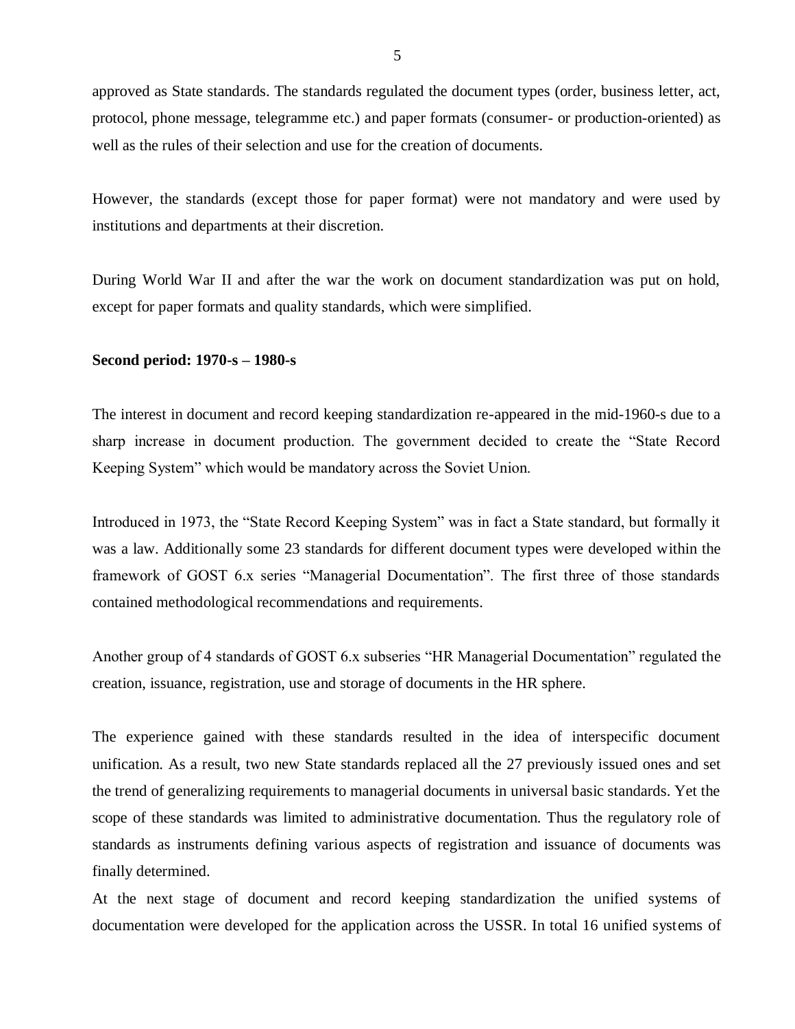approved as State standards. The standards regulated the document types (order, business letter, act, protocol, phone message, telegramme etc.) and paper formats (consumer- or production-oriented) as well as the rules of their selection and use for the creation of documents.

However, the standards (except those for paper format) were not mandatory and were used by institutions and departments at their discretion.

During World War II and after the war the work on document standardization was put on hold, except for paper formats and quality standards, which were simplified.

**Second period: 1970-s – 1980-s**

The interest in document and record keeping standardization re-appeared in the mid-1960-s due to a sharp increase in document production. The government decided to create the "State Record Keeping System" which would be mandatory across the Soviet Union.

Introduced in 1973, the "State Record Keeping System" was in fact a State standard, but formally it was a law. Additionally some 23 standards for different document types were developed within the framework of GOST 6.x series "Managerial Documentation". The first three of those standards contained methodological recommendations and requirements.

Another group of 4 standards of GOST 6.x subseries "HR Managerial Documentation" regulated the creation, issuance, registration, use and storage of documents in the HR sphere.

The experience gained with these standards resulted in the idea of interspecific document unification. As a result, two new State standards replaced all the 27 previously issued ones and set the trend of generalizing requirements to managerial documents in universal basic standards. Yet the scope of these standards was limited to administrative documentation. Thus the regulatory role of standards as instruments defining various aspects of registration and issuance of documents was finally determined.

At the next stage of document and record keeping standardization the unified systems of documentation were developed for the application across the USSR. In total 16 unified systems of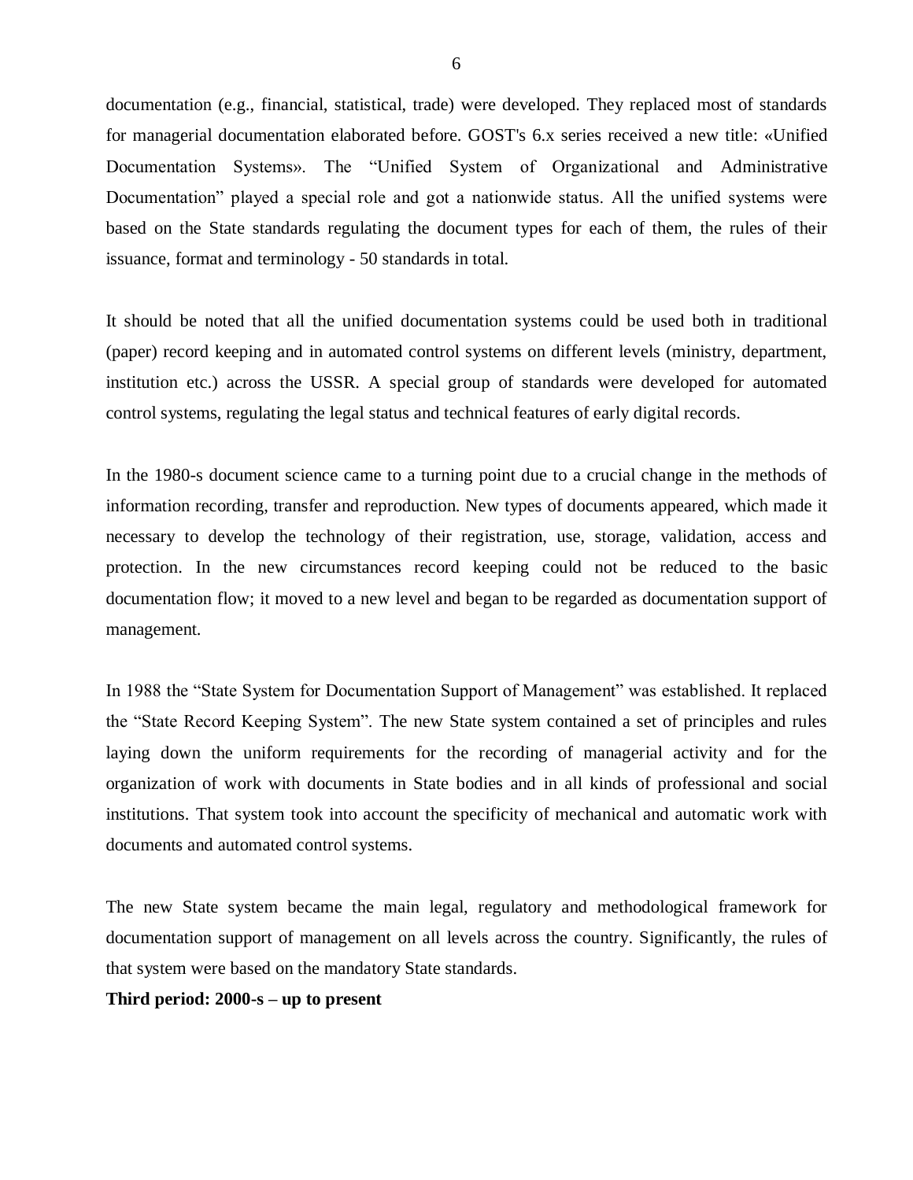documentation (e.g., financial, statistical, trade) were developed. They replaced most of standards for managerial documentation elaborated before. GOST's 6.x series received a new title: «Unified Documentation Systems». The “Unified System of Organizational and Administrative Documentation” played a special role and got a nationwide status. All the unified systems were based on the State standards regulating the document types for each of them, the rules of their issuance, format and terminology - 50 standards in total.

It should be noted that all the unified documentation systems could be used both in traditional (paper) record keeping and in automated control systems on different levels (ministry, department, institution etc.) across the USSR. A special group of standards were developed for automated control systems, regulating the legal status and technical features of early digital records.

In the 1980-s document science came to a turning point due to a crucial change in the methods of information recording, transfer and reproduction. New types of documents appeared, which made it necessary to develop the technology of their registration, use, storage, validation, access and protection. In the new circumstances record keeping could not be reduced to the basic documentation flow; it moved to a new level and began to be regarded as documentation support of management.

In 1988 the “State System for Documentation Support of Management” was established. It replaced the “State Record Keeping System”. The new State system contained a set of principles and rules laying down the uniform requirements for the recording of managerial activity and for the organization of work with documents in State bodies and in all kinds of professional and social institutions. That system took into account the specificity of mechanical and automatic work with documents and automated control systems.

The new State system became the main legal, regulatory and methodological framework for documentation support of management on all levels across the country. Significantly, the rules of that system were based on the mandatory State standards.

**Third period: 2000-s – up to present**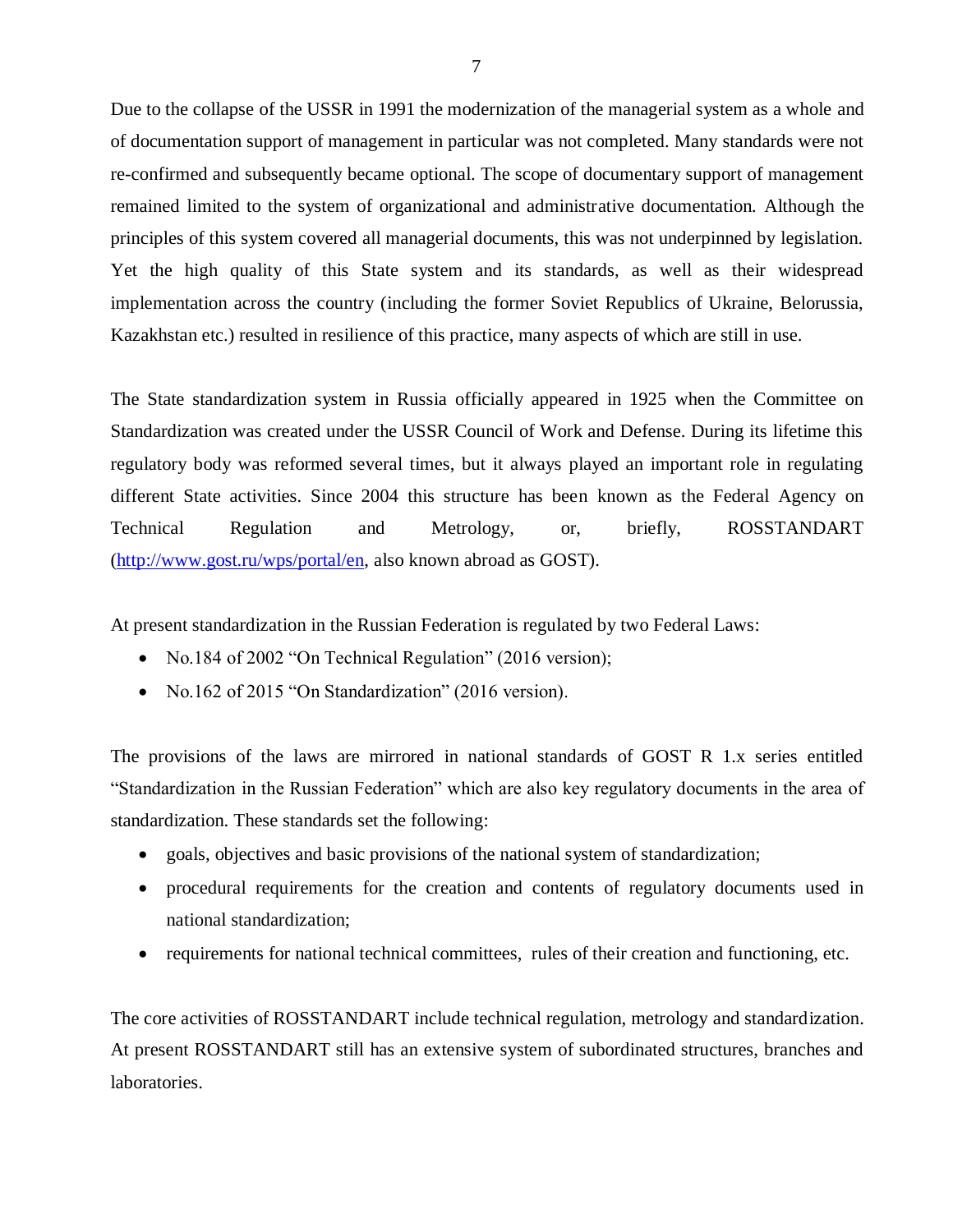Due to the collapse of the USSR in 1991 the modernization of the managerial system as a whole and of documentation support of management in particular was not completed. Many standards were not re-confirmed and subsequently became optional. The scope of documentary support of management remained limited to the system of organizational and administrative documentation. Although the principles of this system covered all managerial documents, this was not underpinned by legislation. Yet the high quality of this State system and its standards, as well as their widespread implementation across the country (including the former Soviet Republics of Ukraine, Belorussia, Kazakhstan etc.) resulted in resilience of this practice, many aspects of which are still in use.

The State standardization system in Russia officially appeared in 1925 when the Committee on Standardization was created under the USSR Council of Work and Defense. During its lifetime this regulatory body was reformed several times, but it always played an important role in regulating different State activities. Since 2004 this structure has been known as the Federal Agency on Technical Regulation and Metrology, or, briefly, ROSSTANDART (http://www.gost.ru/wps/portal/en, also known abroad as GOST).

At present standardization in the Russian Federation is regulated by two Federal Laws:

- No.184 of 2002 "On Technical Regulation" (2016 version);
- No.162 of 2015 "On Standardization" (2016 version).

The provisions of the laws are mirrored in national standards of GOST R 1.x series entitled "Standardization in the Russian Federation" which are also key regulatory documents in the area of standardization. These standards set the following:

- goals, objectives and basic provisions of the national system of standardization;
- procedural requirements for the creation and contents of regulatory documents used in national standardization;
- requirements for national technical committees, rules of their creation and functioning, etc.

The core activities of ROSSTANDART include technical regulation, metrology and standardization. At present ROSSTANDART still has an extensive system of subordinated structures, branches and laboratories.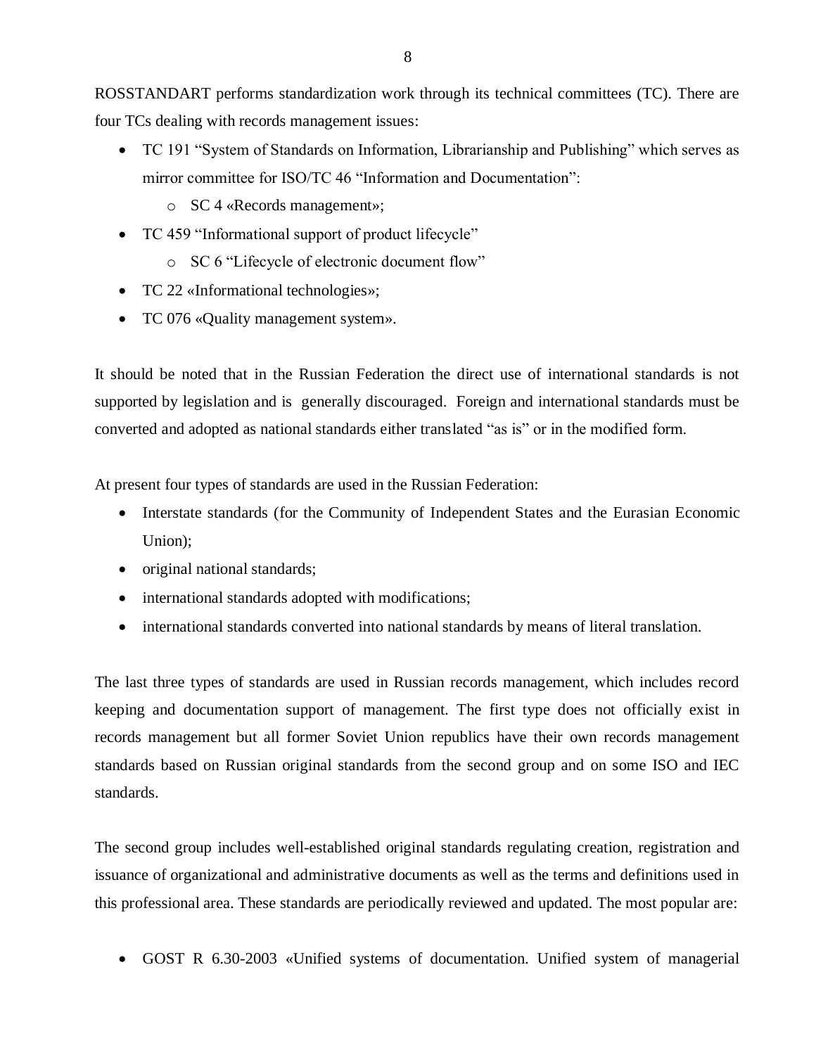ROSSTANDART performs standardization work through its technical committees (TC). There are four TCs dealing with records management issues:

- TC 191 "System of Standards on Information, Librarianship and Publishing" which serves as mirror committee for ISO/TC 46 "Information and Documentation":
  - SC 4 «Records management»;
- TC 459 "Informational support of product lifecycle"
  - SC 6 "Lifecycle of electronic document flow"
- TC 22 «Informational technologies»;
- TC 076 «Quality management system».

It should be noted that in the Russian Federation the direct use of international standards is not supported by legislation and is generally discouraged. Foreign and international standards must be converted and adopted as national standards either translated "as is" or in the modified form.

At present four types of standards are used in the Russian Federation:

- Interstate standards (for the Community of Independent States and the Eurasian Economic Union);
- original national standards;
- international standards adopted with modifications;
- international standards converted into national standards by means of literal translation.

The last three types of standards are used in Russian records management, which includes record keeping and documentation support of management. The first type does not officially exist in records management but all former Soviet Union republics have their own records management standards based on Russian original standards from the second group and on some ISO and IEC standards.

The second group includes well-established original standards regulating creation, registration and issuance of organizational and administrative documents as well as the terms and definitions used in this professional area. These standards are periodically reviewed and updated. The most popular are:

- GOST R 6.30-2003 «Unified systems of documentation. Unified system of managerial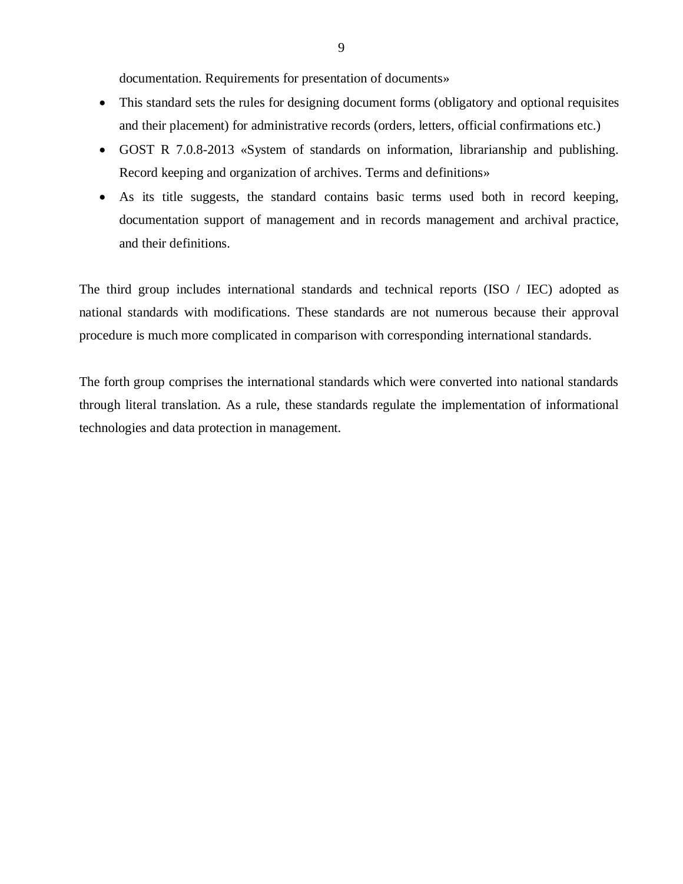documentation. Requirements for presentation of documents»

- This standard sets the rules for designing document forms (obligatory and optional requisites and their placement) for administrative records (orders, letters, official confirmations etc.)
- GOST R 7.0.8-2013 «System of standards on information, librarianship and publishing. Record keeping and organization of archives. Terms and definitions»
- As its title suggests, the standard contains basic terms used both in record keeping, documentation support of management and in records management and archival practice, and their definitions.

The third group includes international standards and technical reports (ISO / IEC) adopted as national standards with modifications. These standards are not numerous because their approval procedure is much more complicated in comparison with corresponding international standards.

The forth group comprises the international standards which were converted into national standards through literal translation. As a rule, these standards regulate the implementation of informational technologies and data protection in management.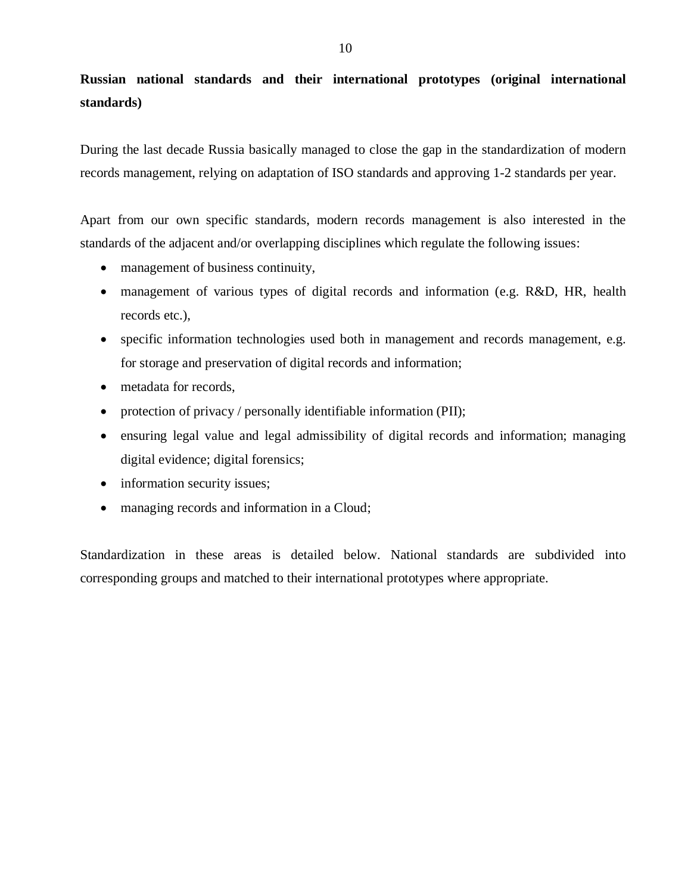**Russian national standards and their international prototypes (original international standards)**

During the last decade Russia basically managed to close the gap in the standardization of modern records management, relying on adaptation of ISO standards and approving 1-2 standards per year.

Apart from our own specific standards, modern records management is also interested in the standards of the adjacent and/or overlapping disciplines which regulate the following issues:

- management of business continuity,
- management of various types of digital records and information (e.g. R&D, HR, health records etc.),
- specific information technologies used both in management and records management, e.g. for storage and preservation of digital records and information;
- metadata for records,
- protection of privacy / personally identifiable information (PII);
- ensuring legal value and legal admissibility of digital records and information; managing digital evidence; digital forensics;
- information security issues;
- managing records and information in a Cloud;

Standardization in these areas is detailed below. National standards are subdivided into corresponding groups and matched to their international prototypes where appropriate.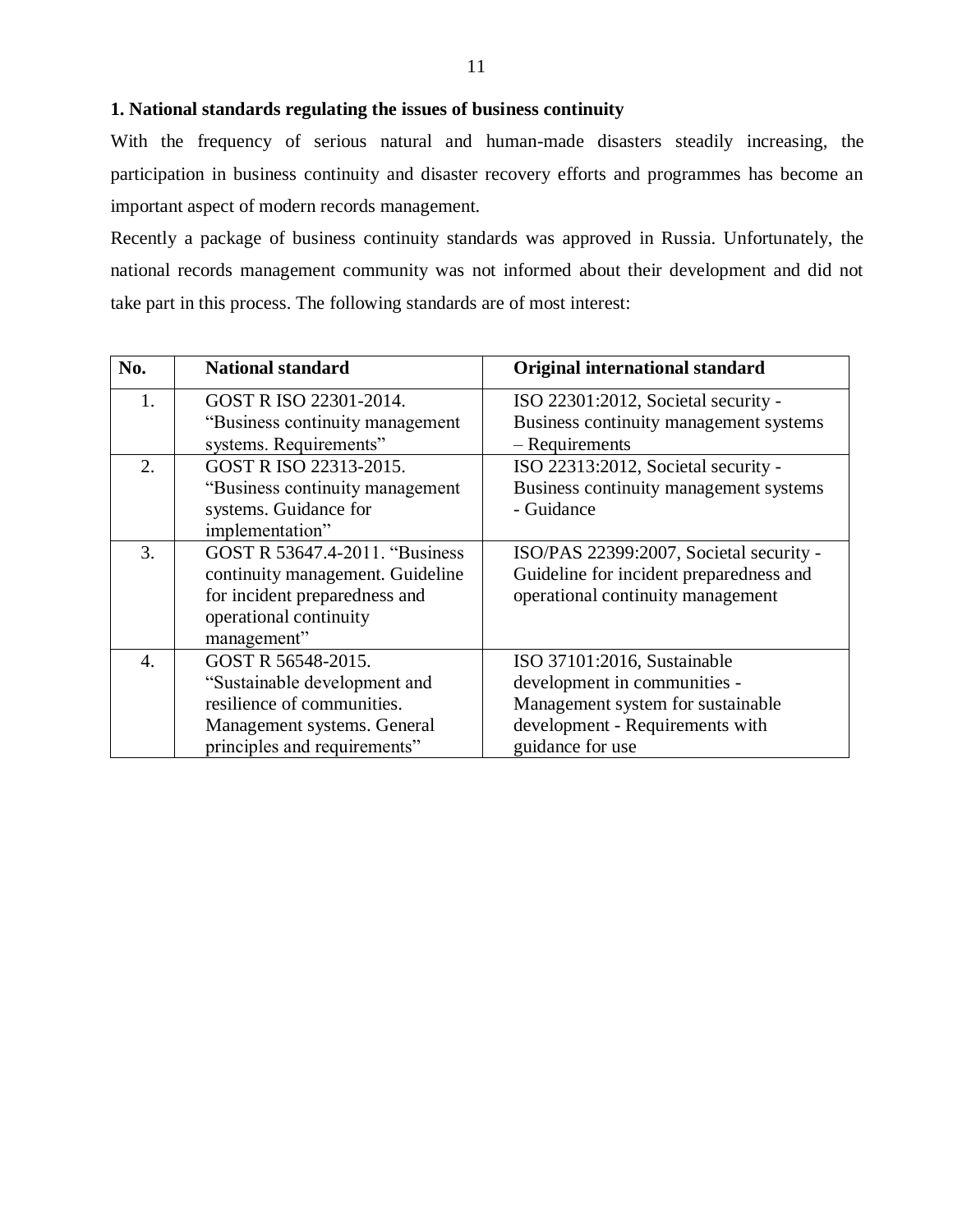## 1. National standards regulating the issues of business continuity

With the frequency of serious natural and human-made disasters steadily increasing, the participation in business continuity and disaster recovery efforts and programmes has become an important aspect of modern records management.

Recently a package of business continuity standards was approved in Russia. Unfortunately, the national records management community was not informed about their development and did not take part in this process. The following standards are of most interest:

| No. | National standard | Original international standard |
|---|---|---|
| 1. | GOST R ISO 22301-2014. "Business continuity management systems. Requirements" | ISO 22301:2012, Societal security - Business continuity management systems – Requirements |
| 2. | GOST R ISO 22313-2015. "Business continuity management systems. Guidance for implementation" | ISO 22313:2012, Societal security - Business continuity management systems - Guidance |
| 3. | GOST R 53647.4-2011. "Business continuity management. Guideline for incident preparedness and operational continuity management" | ISO/PAS 22399:2007, Societal security - Guideline for incident preparedness and operational continuity management |
| 4. | GOST R 56548-2015. "Sustainable development and resilience of communities. Management systems. General principles and requirements" | ISO 37101:2016, Sustainable development in communities - Management system for sustainable development - Requirements with guidance for use |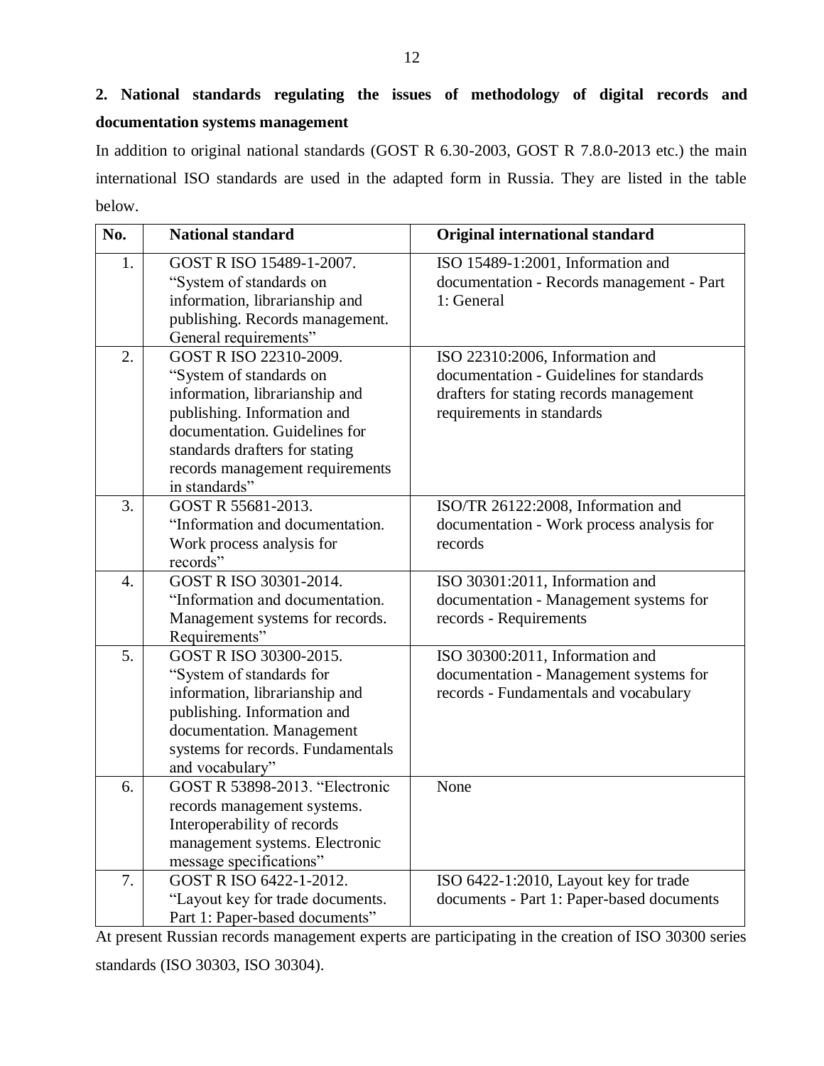## 2. National standards regulating the issues of methodology of digital records and documentation systems management

In addition to original national standards (GOST R 6.30-2003, GOST R 7.8.0-2013 etc.) the main international ISO standards are used in the adapted form in Russia. They are listed in the table below.

| No. | National standard | Original international standard |
|---|---|---|
| 1. | GOST R ISO 15489-1-2007. "System of standards on information, librarianship and publishing. Records management. General requirements" | ISO 15489-1:2001, Information and documentation - Records management - Part 1: General |
| 2. | GOST R ISO 22310-2009. "System of standards on information, librarianship and publishing. Information and documentation. Guidelines for standards drafters for stating records management requirements in standards" | ISO 22310:2006, Information and documentation - Guidelines for standards drafters for stating records management requirements in standards |
| 3. | GOST R 55681-2013. "Information and documentation. Work process analysis for records" | ISO/TR 26122:2008, Information and documentation - Work process analysis for records |
| 4. | GOST R ISO 30301-2014. "Information and documentation. Management systems for records. Requirements" | ISO 30301:2011, Information and documentation - Management systems for records - Requirements |
| 5. | GOST R ISO 30300-2015. "System of standards for information, librarianship and publishing. Information and documentation. Management systems for records. Fundamentals and vocabulary" | ISO 30300:2011, Information and documentation - Management systems for records - Fundamentals and vocabulary |
| 6. | GOST R 53898-2013. "Electronic records management systems. Interoperability of records management systems. Electronic message specifications" | None |
| 7. | GOST R ISO 6422-1-2012. "Layout key for trade documents. Part 1: Paper-based documents" | ISO 6422-1:2010, Layout key for trade documents - Part 1: Paper-based documents |

At present Russian records management experts are participating in the creation of ISO 30300 series standards (ISO 30303, ISO 30304).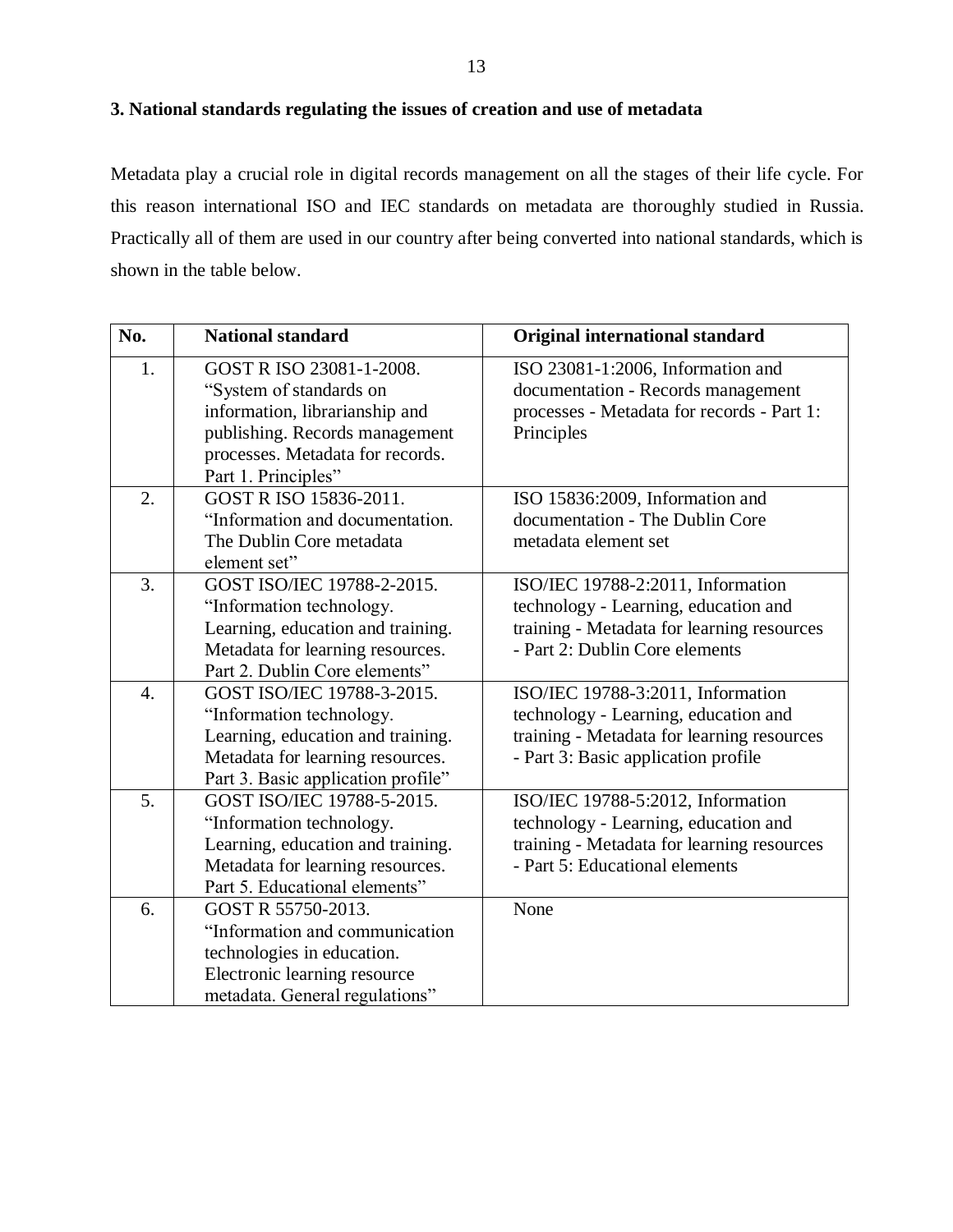### 3. National standards regulating the issues of creation and use of metadata

Metadata play a crucial role in digital records management on all the stages of their life cycle. For this reason international ISO and IEC standards on metadata are thoroughly studied in Russia. Practically all of them are used in our country after being converted into national standards, which is shown in the table below.

| No. | National standard | Original international standard |
|---|---|---|
| 1. | GOST R ISO 23081-1-2008. “System of standards on information, librarianship and publishing. Records management processes. Metadata for records. Part 1. Principles” | ISO 23081-1:2006, Information and documentation - Records management processes - Metadata for records - Part 1: Principles |
| 2. | GOST R ISO 15836-2011. “Information and documentation. The Dublin Core metadata element set” | ISO 15836:2009, Information and documentation - The Dublin Core metadata element set |
| 3. | GOST ISO/IEC 19788-2-2015. “Information technology. Learning, education and training. Metadata for learning resources. Part 2. Dublin Core elements” | ISO/IEC 19788-2:2011, Information technology - Learning, education and training - Metadata for learning resources - Part 2: Dublin Core elements |
| 4. | GOST ISO/IEC 19788-3-2015. “Information technology. Learning, education and training. Metadata for learning resources. Part 3. Basic application profile” | ISO/IEC 19788-3:2011, Information technology - Learning, education and training - Metadata for learning resources - Part 3: Basic application profile |
| 5. | GOST ISO/IEC 19788-5-2015. “Information technology. Learning, education and training. Metadata for learning resources. Part 5. Educational elements” | ISO/IEC 19788-5:2012, Information technology - Learning, education and training - Metadata for learning resources - Part 5: Educational elements |
| 6. | GOST R 55750-2013. “Information and communication technologies in education. Electronic learning resource metadata. General regulations” | None |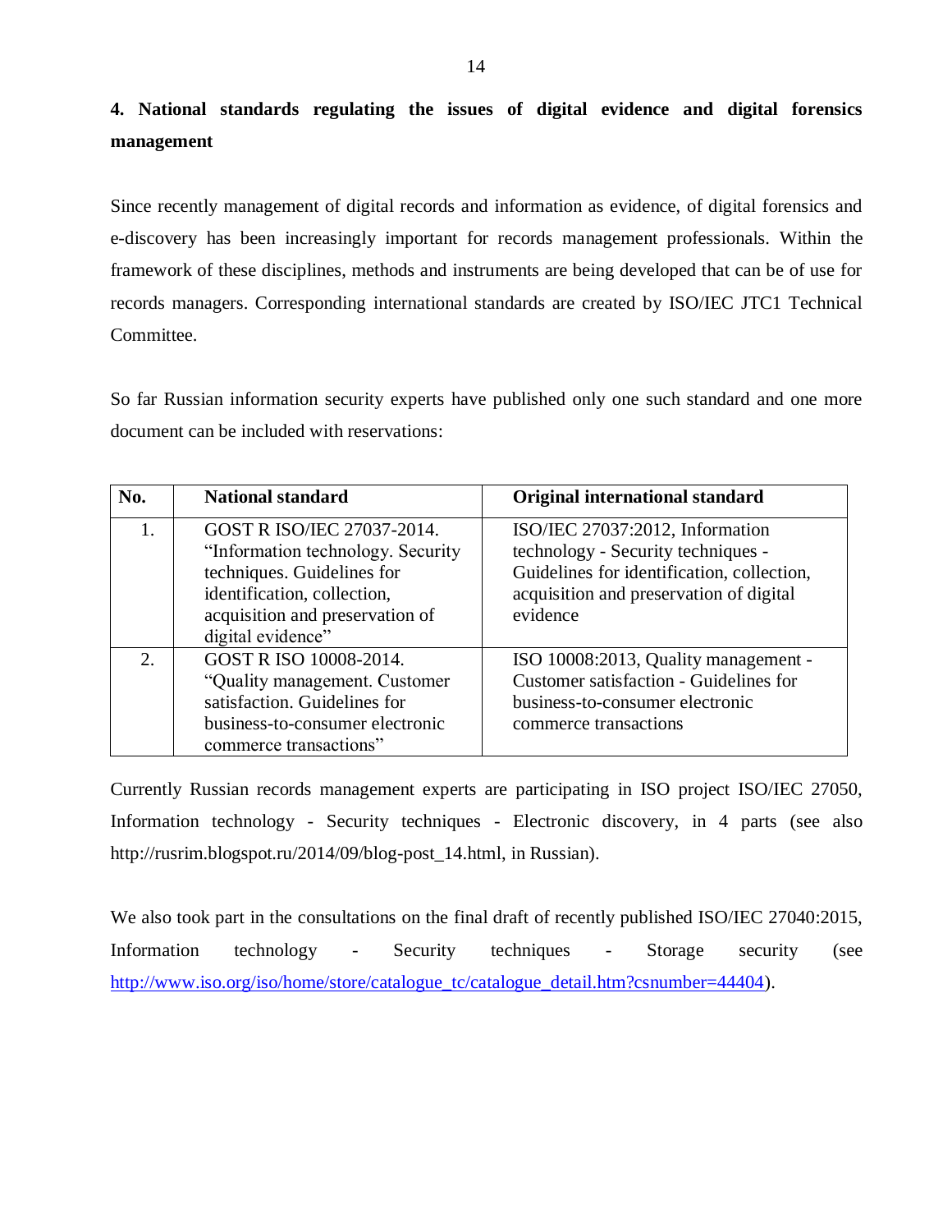## 4. National standards regulating the issues of digital evidence and digital forensics management

Since recently management of digital records and information as evidence, of digital forensics and e-discovery has been increasingly important for records management professionals. Within the framework of these disciplines, methods and instruments are being developed that can be of use for records managers. Corresponding international standards are created by ISO/IEC JTC1 Technical Committee.

So far Russian information security experts have published only one such standard and one more document can be included with reservations:

| No. | National standard | Original international standard |
|---|---|---|
| 1. | GOST R ISO/IEC 27037-2014. "Information technology. Security techniques. Guidelines for identification, collection, acquisition and preservation of digital evidence" | ISO/IEC 27037:2012, Information technology - Security techniques - Guidelines for identification, collection, acquisition and preservation of digital evidence |
| 2. | GOST R ISO 10008-2014. "Quality management. Customer satisfaction. Guidelines for business-to-consumer electronic commerce transactions" | ISO 10008:2013, Quality management - Customer satisfaction - Guidelines for business-to-consumer electronic commerce transactions |

Currently Russian records management experts are participating in ISO project ISO/IEC 27050, Information technology - Security techniques - Electronic discovery, in 4 parts (see also http://rusrim.blogspot.ru/2014/09/blog-post_14.html, in Russian).

We also took part in the consultations on the final draft of recently published ISO/IEC 27040:2015, Information technology - Security techniques - Storage security (see http://www.iso.org/iso/home/store/catalogue_tc/catalogue_detail.htm?csnumber=44404).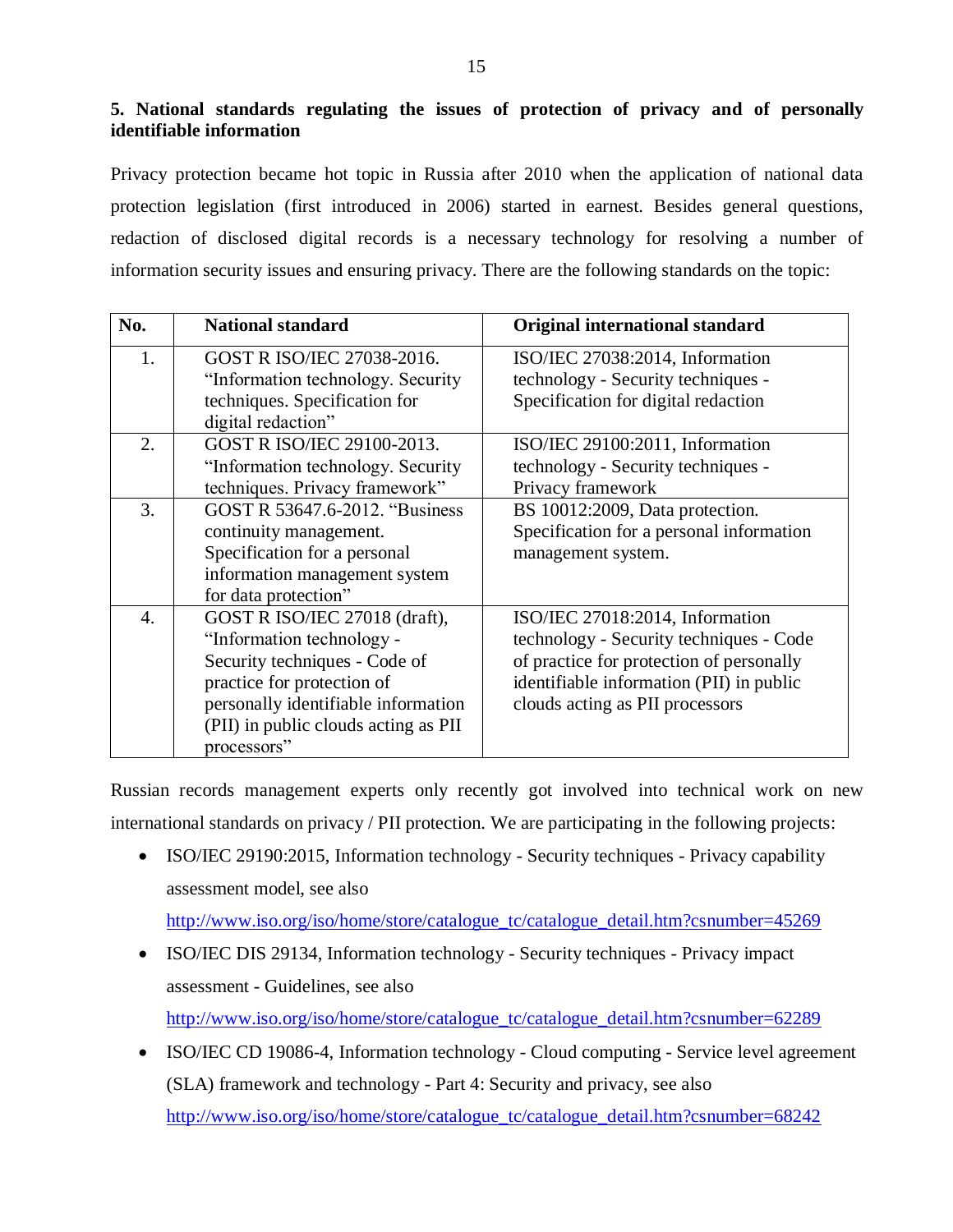## 5. National standards regulating the issues of protection of privacy and of personally identifiable information

Privacy protection became hot topic in Russia after 2010 when the application of national data protection legislation (first introduced in 2006) started in earnest. Besides general questions, redaction of disclosed digital records is a necessary technology for resolving a number of information security issues and ensuring privacy. There are the following standards on the topic:

| No. | National standard | Original international standard |
|---|---|---|
| 1. | GOST R ISO/IEC 27038-2016. "Information technology. Security techniques. Specification for digital redaction" | ISO/IEC 27038:2014, Information technology - Security techniques - Specification for digital redaction |
| 2. | GOST R ISO/IEC 29100-2013. "Information technology. Security techniques. Privacy framework" | ISO/IEC 29100:2011, Information technology - Security techniques - Privacy framework |
| 3. | GOST R 53647.6-2012. "Business continuity management. Specification for a personal information management system for data protection" | BS 10012:2009, Data protection. Specification for a personal information management system. |
| 4. | GOST R ISO/IEC 27018 (draft), "Information technology - Security techniques - Code of practice for protection of personally identifiable information (PII) in public clouds acting as PII processors" | ISO/IEC 27018:2014, Information technology - Security techniques - Code of practice for protection of personally identifiable information (PII) in public clouds acting as PII processors |

Russian records management experts only recently got involved into technical work on new international standards on privacy / PII protection. We are participating in the following projects:

- ISO/IEC 29190:2015, Information technology - Security techniques - Privacy capability assessment model, see also http://www.iso.org/iso/home/store/catalogue_tc/catalogue_detail.htm?csnumber=45269
- ISO/IEC DIS 29134, Information technology - Security techniques - Privacy impact assessment - Guidelines, see also http://www.iso.org/iso/home/store/catalogue_tc/catalogue_detail.htm?csnumber=62289
- ISO/IEC CD 19086-4, Information technology - Cloud computing - Service level agreement (SLA) framework and technology - Part 4: Security and privacy, see also http://www.iso.org/iso/home/store/catalogue_tc/catalogue_detail.htm?csnumber=68242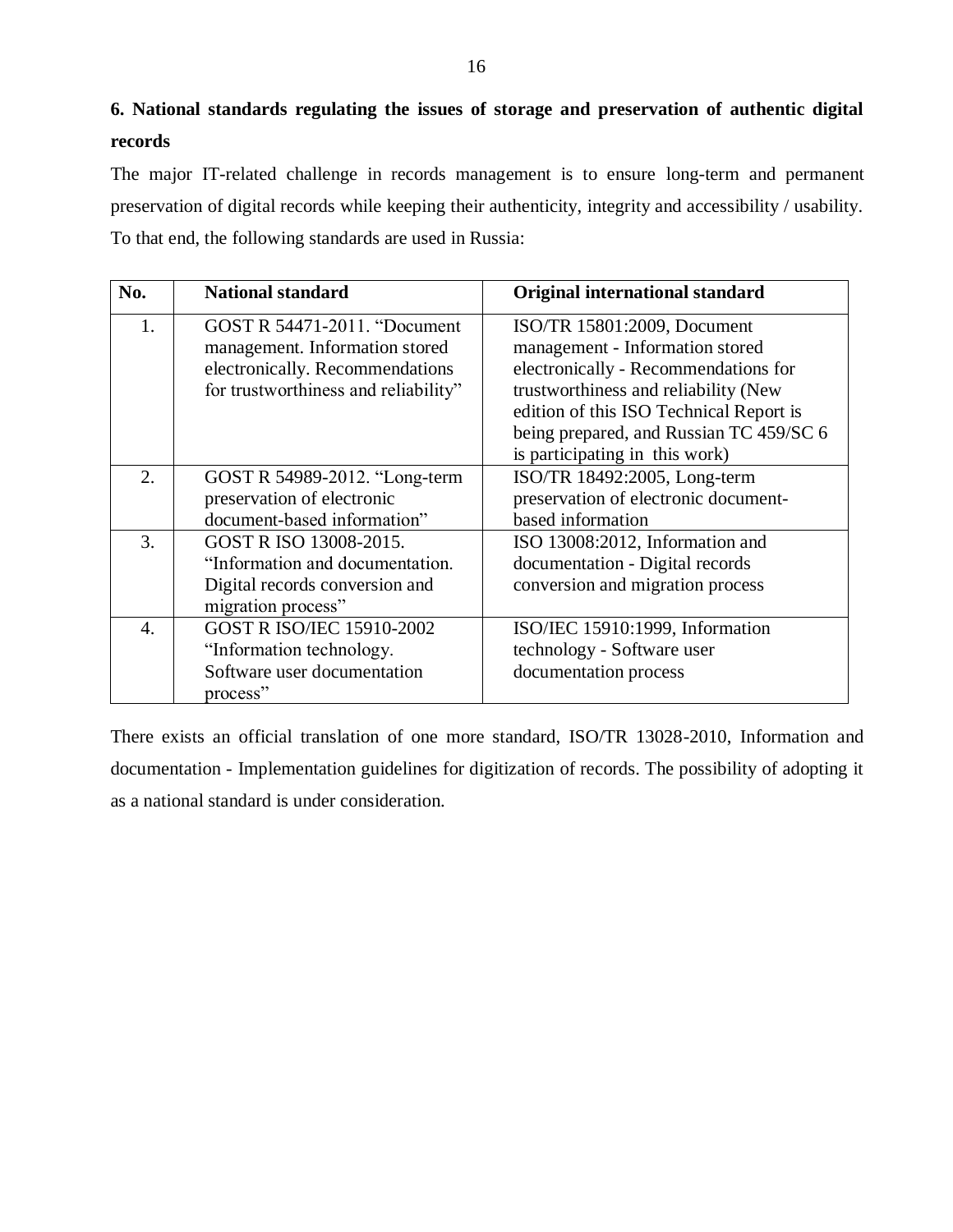## 6. National standards regulating the issues of storage and preservation of authentic digital records

The major IT-related challenge in records management is to ensure long-term and permanent preservation of digital records while keeping their authenticity, integrity and accessibility / usability. To that end, the following standards are used in Russia:

| No. | National standard | Original international standard |
|---|---|---|
| 1. | GOST R 54471-2011. "Document management. Information stored electronically. Recommendations for trustworthiness and reliability" | ISO/TR 15801:2009, Document management - Information stored electronically - Recommendations for trustworthiness and reliability (New edition of this ISO Technical Report is being prepared, and Russian TC 459/SC 6 is participating in this work) |
| 2. | GOST R 54989-2012. "Long-term preservation of electronic document-based information" | ISO/TR 18492:2005, Long-term preservation of electronic document-based information |
| 3. | GOST R ISO 13008-2015. "Information and documentation. Digital records conversion and migration process" | ISO 13008:2012, Information and documentation - Digital records conversion and migration process |
| 4. | GOST R ISO/IEC 15910-2002 "Information technology. Software user documentation process" | ISO/IEC 15910:1999, Information technology - Software user documentation process |

There exists an official translation of one more standard, ISO/TR 13028-2010, Information and documentation - Implementation guidelines for digitization of records. The possibility of adopting it as a national standard is under consideration.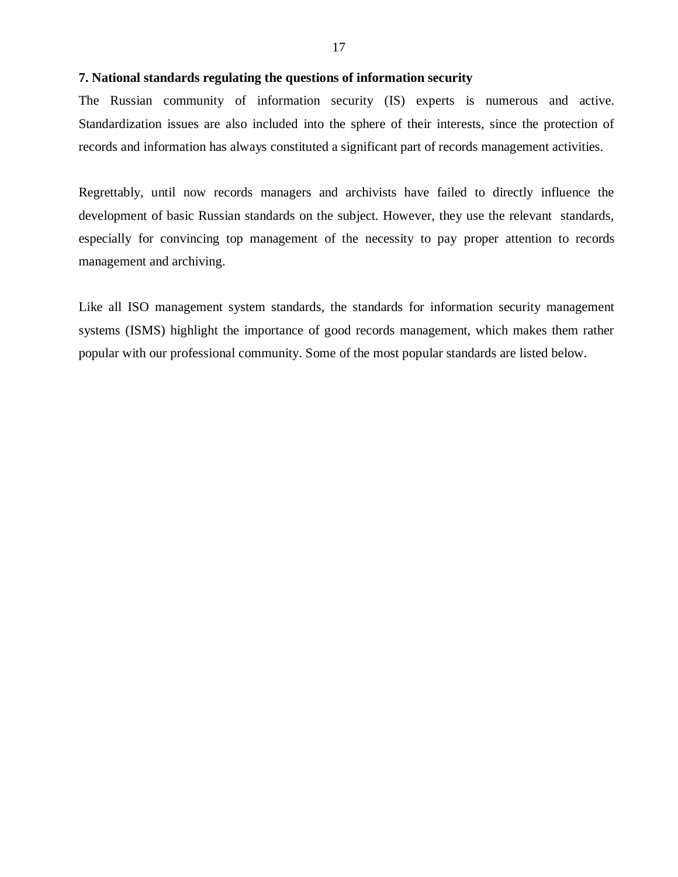## 7. National standards regulating the questions of information security

The Russian community of information security (IS) experts is numerous and active. Standardization issues are also included into the sphere of their interests, since the protection of records and information has always constituted a significant part of records management activities.

Regrettably, until now records managers and archivists have failed to directly influence the development of basic Russian standards on the subject. However, they use the relevant standards, especially for convincing top management of the necessity to pay proper attention to records management and archiving.

Like all ISO management system standards, the standards for information security management systems (ISMS) highlight the importance of good records management, which makes them rather popular with our professional community. Some of the most popular standards are listed below.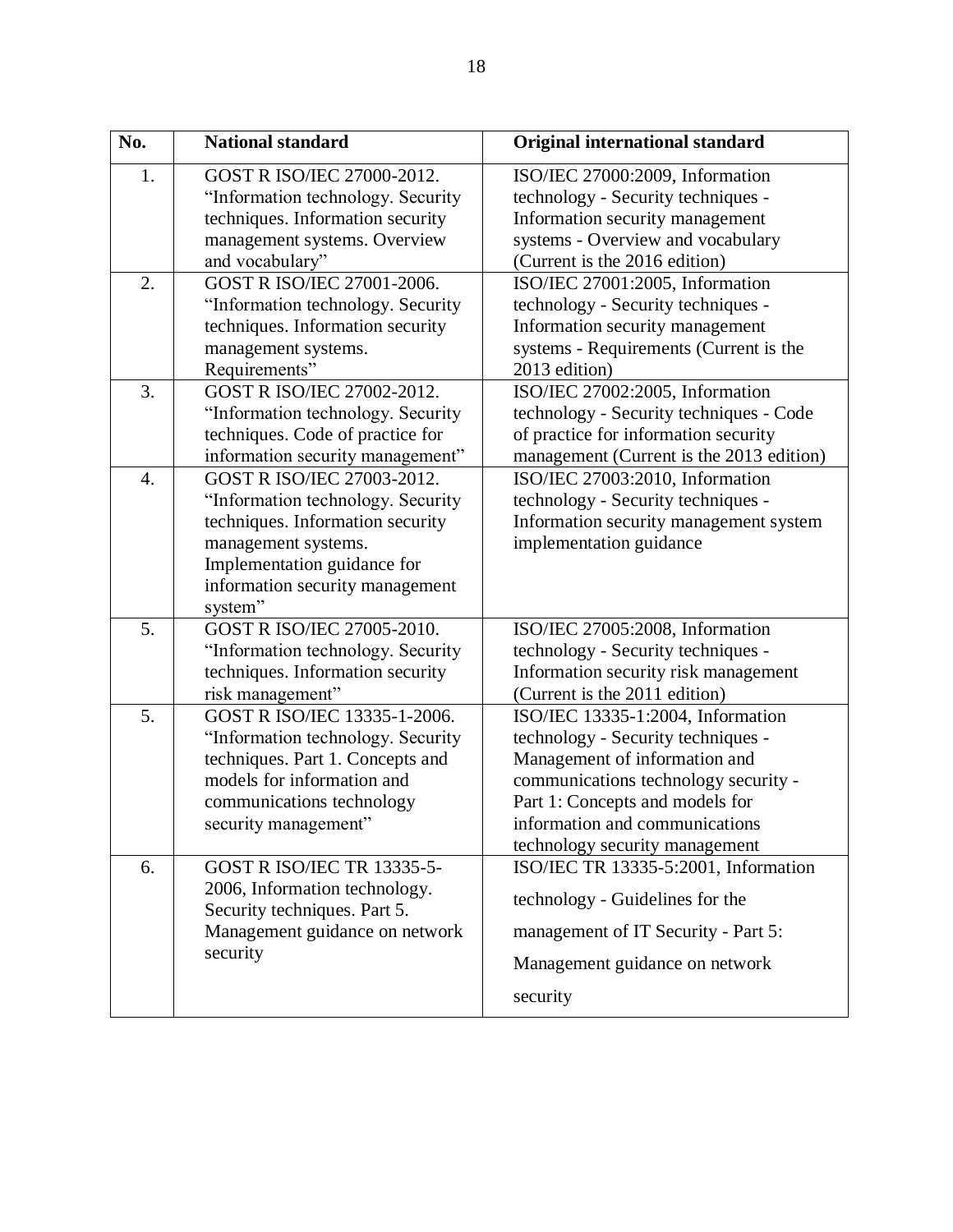| No. | National standard | Original international standard |
|---|---|---|
| 1. | GOST R ISO/IEC 27000-2012. “Information technology. Security techniques. Information security management systems. Overview and vocabulary” | ISO/IEC 27000:2009, Information technology - Security techniques - Information security management systems - Overview and vocabulary (Current is the 2016 edition) |
| 2. | GOST R ISO/IEC 27001-2006. “Information technology. Security techniques. Information security management systems. Requirements” | ISO/IEC 27001:2005, Information technology - Security techniques - Information security management systems - Requirements (Current is the 2013 edition) |
| 3. | GOST R ISO/IEC 27002-2012. “Information technology. Security techniques. Code of practice for information security management” | ISO/IEC 27002:2005, Information technology - Security techniques - Code of practice for information security management (Current is the 2013 edition) |
| 4. | GOST R ISO/IEC 27003-2012. “Information technology. Security techniques. Information security management systems. Implementation guidance for information security management system” | ISO/IEC 27003:2010, Information technology - Security techniques - Information security management system implementation guidance |
| 5. | GOST R ISO/IEC 27005-2010. “Information technology. Security techniques. Information security risk management” | ISO/IEC 27005:2008, Information technology - Security techniques - Information security risk management (Current is the 2011 edition) |
| 5. | GOST R ISO/IEC 13335-1-2006. “Information technology. Security techniques. Part 1. Concepts and models for information and communications technology security management” | ISO/IEC 13335-1:2004, Information technology - Security techniques - Management of information and communications technology security - Part 1: Concepts and models for information and communications technology security management |
| 6. | GOST R ISO/IEC TR 13335-5-2006, Information technology. Security techniques. Part 5. Management guidance on network security | ISO/IEC TR 13335-5:2001, Information technology - Guidelines for the management of IT Security - Part 5: Management guidance on network security |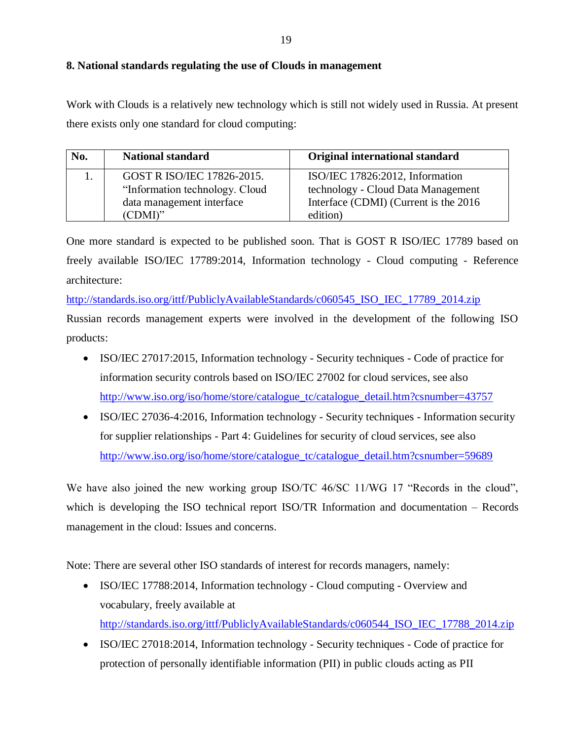## 8. National standards regulating the use of Clouds in management

Work with Clouds is a relatively new technology which is still not widely used in Russia. At present there exists only one standard for cloud computing:

| No. | National standard | Original international standard |
|---|---|---|
| 1. | GOST R ISO/IEC 17826-2015. "Information technology. Cloud data management interface (CDMI)" | ISO/IEC 17826:2012, Information technology - Cloud Data Management Interface (CDMI) (Current is the 2016 edition) |

One more standard is expected to be published soon. That is GOST R ISO/IEC 17789 based on freely available ISO/IEC 17789:2014, Information technology - Cloud computing - Reference architecture:

http://standards.iso.org/ittf/PubliclyAvailableStandards/c060545_ISO_IEC_17789_2014.zip

Russian records management experts were involved in the development of the following ISO products:

- ISO/IEC 27017:2015, Information technology - Security techniques - Code of practice for information security controls based on ISO/IEC 27002 for cloud services, see also http://www.iso.org/iso/home/store/catalogue_tc/catalogue_detail.htm?csnumber=43757
- ISO/IEC 27036-4:2016, Information technology - Security techniques - Information security for supplier relationships - Part 4: Guidelines for security of cloud services, see also http://www.iso.org/iso/home/store/catalogue_tc/catalogue_detail.htm?csnumber=59689

We have also joined the new working group ISO/TC 46/SC 11/WG 17 "Records in the cloud", which is developing the ISO technical report ISO/TR Information and documentation – Records management in the cloud: Issues and concerns.

Note: There are several other ISO standards of interest for records managers, namely:

- ISO/IEC 17788:2014, Information technology - Cloud computing - Overview and vocabulary, freely available at http://standards.iso.org/ittf/PubliclyAvailableStandards/c060544_ISO_IEC_17788_2014.zip
- ISO/IEC 27018:2014, Information technology - Security techniques - Code of practice for protection of personally identifiable information (PII) in public clouds acting as PII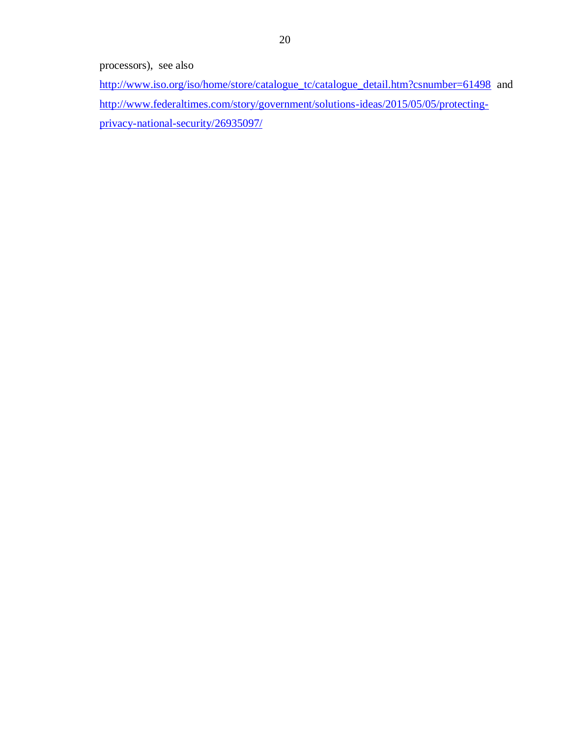processors), see also http://www.iso.org/iso/home/store/catalogue_tc/catalogue_detail.htm?csnumber=61498 and http://www.federaltimes.com/story/government/solutions-ideas/2015/05/05/protecting-privacy-national-security/26935097/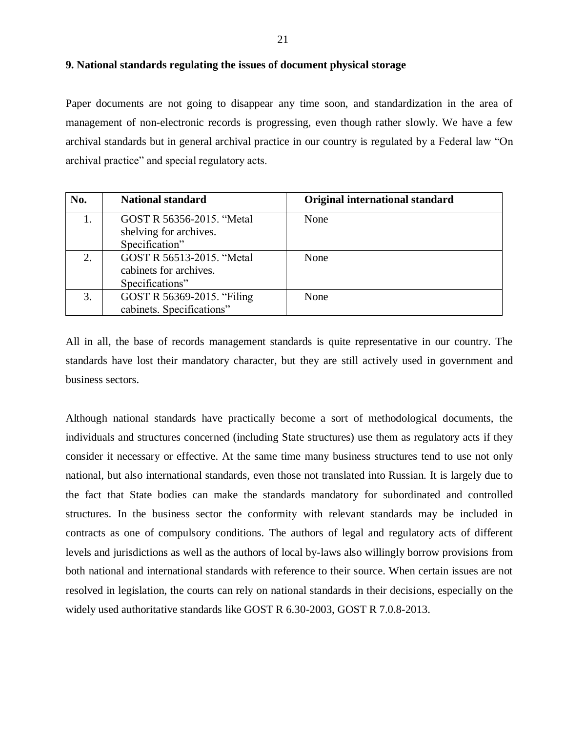## 9. National standards regulating the issues of document physical storage

Paper documents are not going to disappear any time soon, and standardization in the area of management of non-electronic records is progressing, even though rather slowly. We have a few archival standards but in general archival practice in our country is regulated by a Federal law "On archival practice" and special regulatory acts.

| No. | National standard | Original international standard |
|---|---|---|
| 1. | GOST R 56356-2015. "Metal shelving for archives. Specification" | None |
| 2. | GOST R 56513-2015. "Metal cabinets for archives. Specifications" | None |
| 3. | GOST R 56369-2015. "Filing cabinets. Specifications" | None |

All in all, the base of records management standards is quite representative in our country. The standards have lost their mandatory character, but they are still actively used in government and business sectors.

Although national standards have practically become a sort of methodological documents, the individuals and structures concerned (including State structures) use them as regulatory acts if they consider it necessary or effective. At the same time many business structures tend to use not only national, but also international standards, even those not translated into Russian. It is largely due to the fact that State bodies can make the standards mandatory for subordinated and controlled structures. In the business sector the conformity with relevant standards may be included in contracts as one of compulsory conditions. The authors of legal and regulatory acts of different levels and jurisdictions as well as the authors of local by-laws also willingly borrow provisions from both national and international standards with reference to their source. When certain issues are not resolved in legislation, the courts can rely on national standards in their decisions, especially on the widely used authoritative standards like GOST R 6.30-2003, GOST R 7.0.8-2013.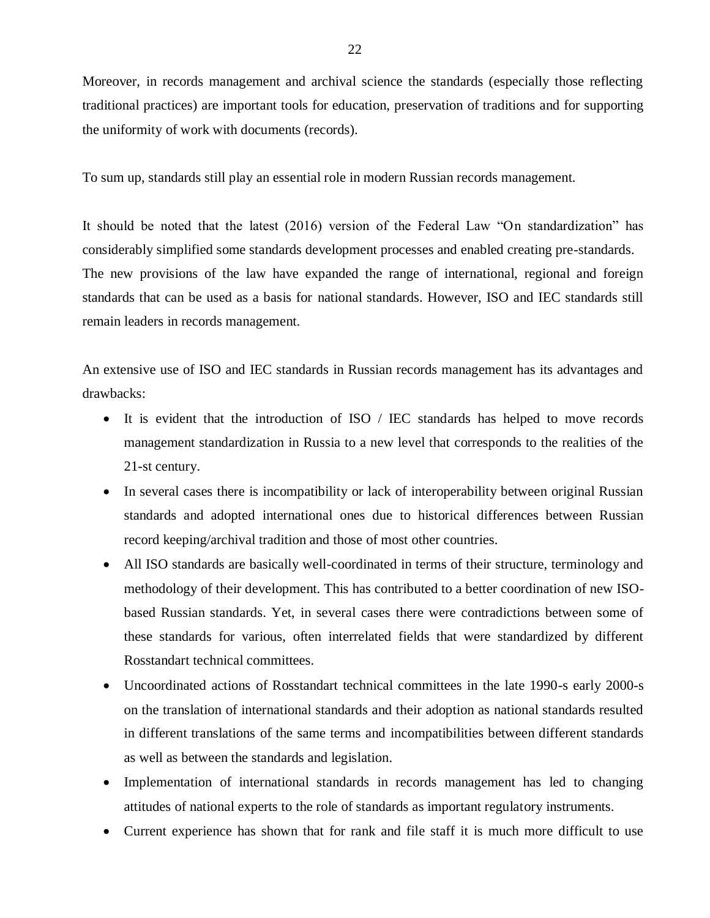Moreover, in records management and archival science the standards (especially those reflecting traditional practices) are important tools for education, preservation of traditions and for supporting the uniformity of work with documents (records).

To sum up, standards still play an essential role in modern Russian records management.

It should be noted that the latest (2016) version of the Federal Law "On standardization" has considerably simplified some standards development processes and enabled creating pre-standards. The new provisions of the law have expanded the range of international, regional and foreign standards that can be used as a basis for national standards. However, ISO and IEC standards still remain leaders in records management.

An extensive use of ISO and IEC standards in Russian records management has its advantages and drawbacks:

- It is evident that the introduction of ISO / IEC standards has helped to move records management standardization in Russia to a new level that corresponds to the realities of the 21-st century.
- In several cases there is incompatibility or lack of interoperability between original Russian standards and adopted international ones due to historical differences between Russian record keeping/archival tradition and those of most other countries.
- All ISO standards are basically well-coordinated in terms of their structure, terminology and methodology of their development. This has contributed to a better coordination of new ISO-based Russian standards. Yet, in several cases there were contradictions between some of these standards for various, often interrelated fields that were standardized by different Rosstandart technical committees.
- Uncoordinated actions of Rosstandart technical committees in the late 1990-s early 2000-s on the translation of international standards and their adoption as national standards resulted in different translations of the same terms and incompatibilities between different standards as well as between the standards and legislation.
- Implementation of international standards in records management has led to changing attitudes of national experts to the role of standards as important regulatory instruments.
- Current experience has shown that for rank and file staff it is much more difficult to use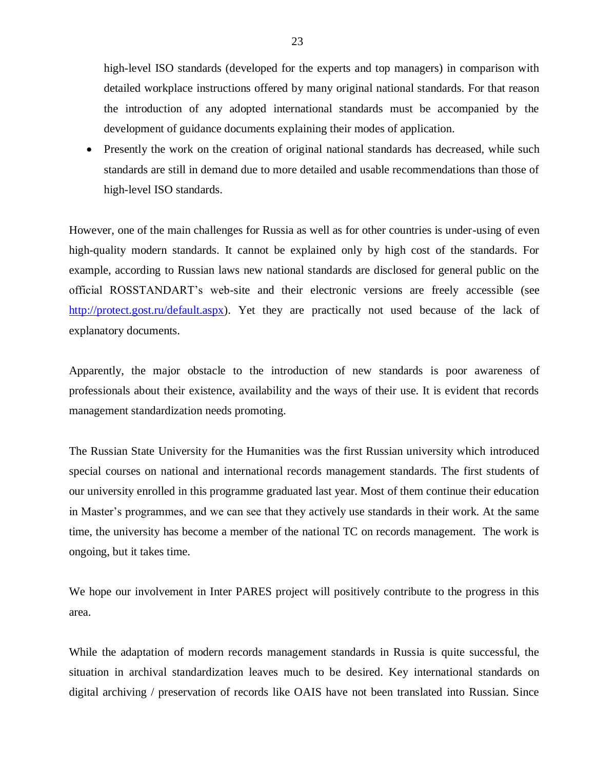high-level ISO standards (developed for the experts and top managers) in comparison with detailed workplace instructions offered by many original national standards. For that reason the introduction of any adopted international standards must be accompanied by the development of guidance documents explaining their modes of application.

- Presently the work on the creation of original national standards has decreased, while such standards are still in demand due to more detailed and usable recommendations than those of high-level ISO standards.

However, one of the main challenges for Russia as well as for other countries is under-using of even high-quality modern standards. It cannot be explained only by high cost of the standards. For example, according to Russian laws new national standards are disclosed for general public on the official ROSSTANDART's web-site and their electronic versions are freely accessible (see http://protect.gost.ru/default.aspx). Yet they are practically not used because of the lack of explanatory documents.

Apparently, the major obstacle to the introduction of new standards is poor awareness of professionals about their existence, availability and the ways of their use. It is evident that records management standardization needs promoting.

The Russian State University for the Humanities was the first Russian university which introduced special courses on national and international records management standards. The first students of our university enrolled in this programme graduated last year. Most of them continue their education in Master's programmes, and we can see that they actively use standards in their work. At the same time, the university has become a member of the national TC on records management. The work is ongoing, but it takes time.

We hope our involvement in Inter PARES project will positively contribute to the progress in this area.

While the adaptation of modern records management standards in Russia is quite successful, the situation in archival standardization leaves much to be desired. Key international standards on digital archiving / preservation of records like OAIS have not been translated into Russian. Since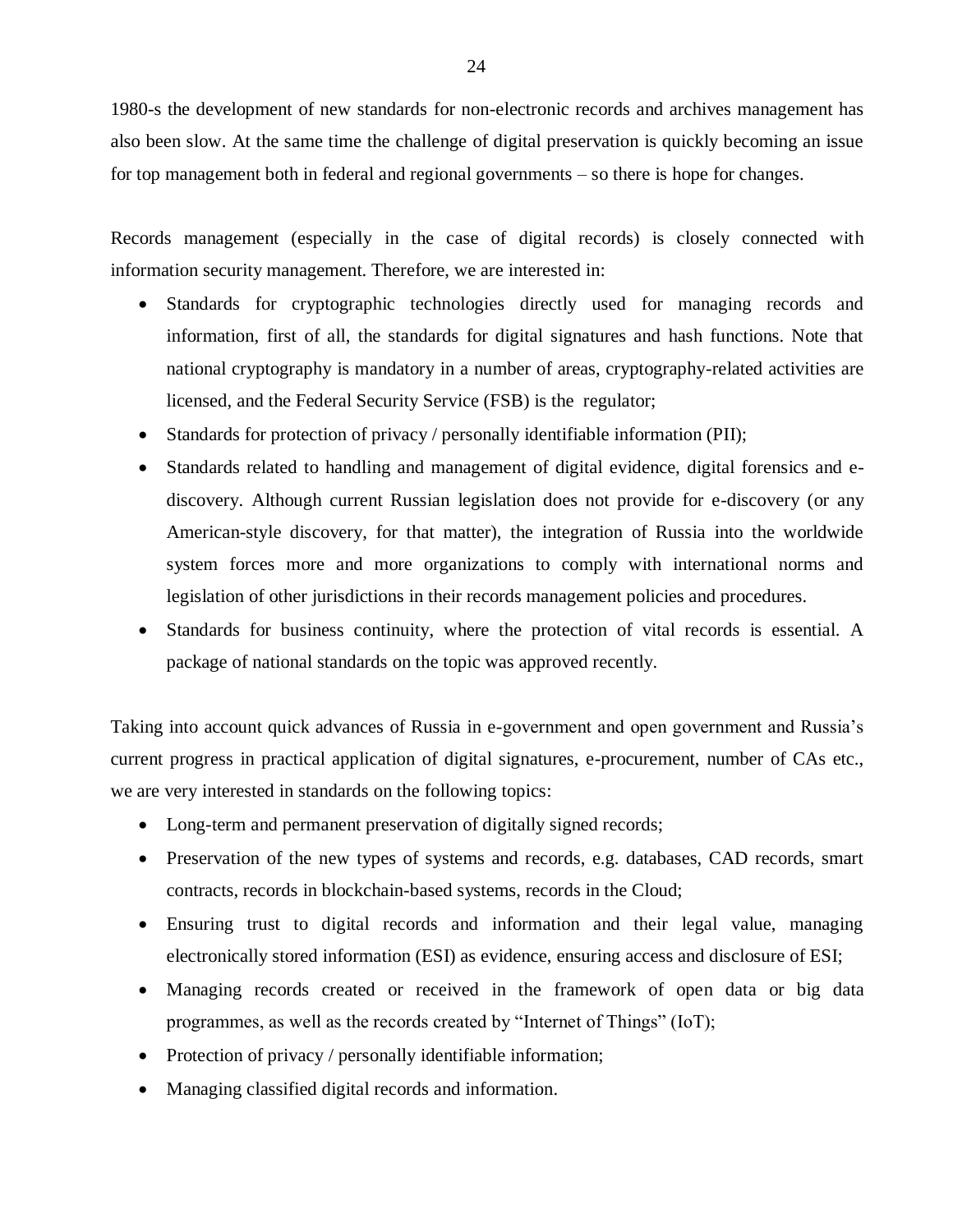1980-s the development of new standards for non-electronic records and archives management has also been slow. At the same time the challenge of digital preservation is quickly becoming an issue for top management both in federal and regional governments – so there is hope for changes.

Records management (especially in the case of digital records) is closely connected with information security management. Therefore, we are interested in:

- Standards for cryptographic technologies directly used for managing records and information, first of all, the standards for digital signatures and hash functions. Note that national cryptography is mandatory in a number of areas, cryptography-related activities are licensed, and the Federal Security Service (FSB) is the regulator;
- Standards for protection of privacy / personally identifiable information (PII);
- Standards related to handling and management of digital evidence, digital forensics and e-discovery. Although current Russian legislation does not provide for e-discovery (or any American-style discovery, for that matter), the integration of Russia into the worldwide system forces more and more organizations to comply with international norms and legislation of other jurisdictions in their records management policies and procedures.
- Standards for business continuity, where the protection of vital records is essential. A package of national standards on the topic was approved recently.

Taking into account quick advances of Russia in e-government and open government and Russia's current progress in practical application of digital signatures, e-procurement, number of CAs etc., we are very interested in standards on the following topics:

- Long-term and permanent preservation of digitally signed records;
- Preservation of the new types of systems and records, e.g. databases, CAD records, smart contracts, records in blockchain-based systems, records in the Cloud;
- Ensuring trust to digital records and information and their legal value, managing electronically stored information (ESI) as evidence, ensuring access and disclosure of ESI;
- Managing records created or received in the framework of open data or big data programmes, as well as the records created by "Internet of Things" (IoT);
- Protection of privacy / personally identifiable information;
- Managing classified digital records and information.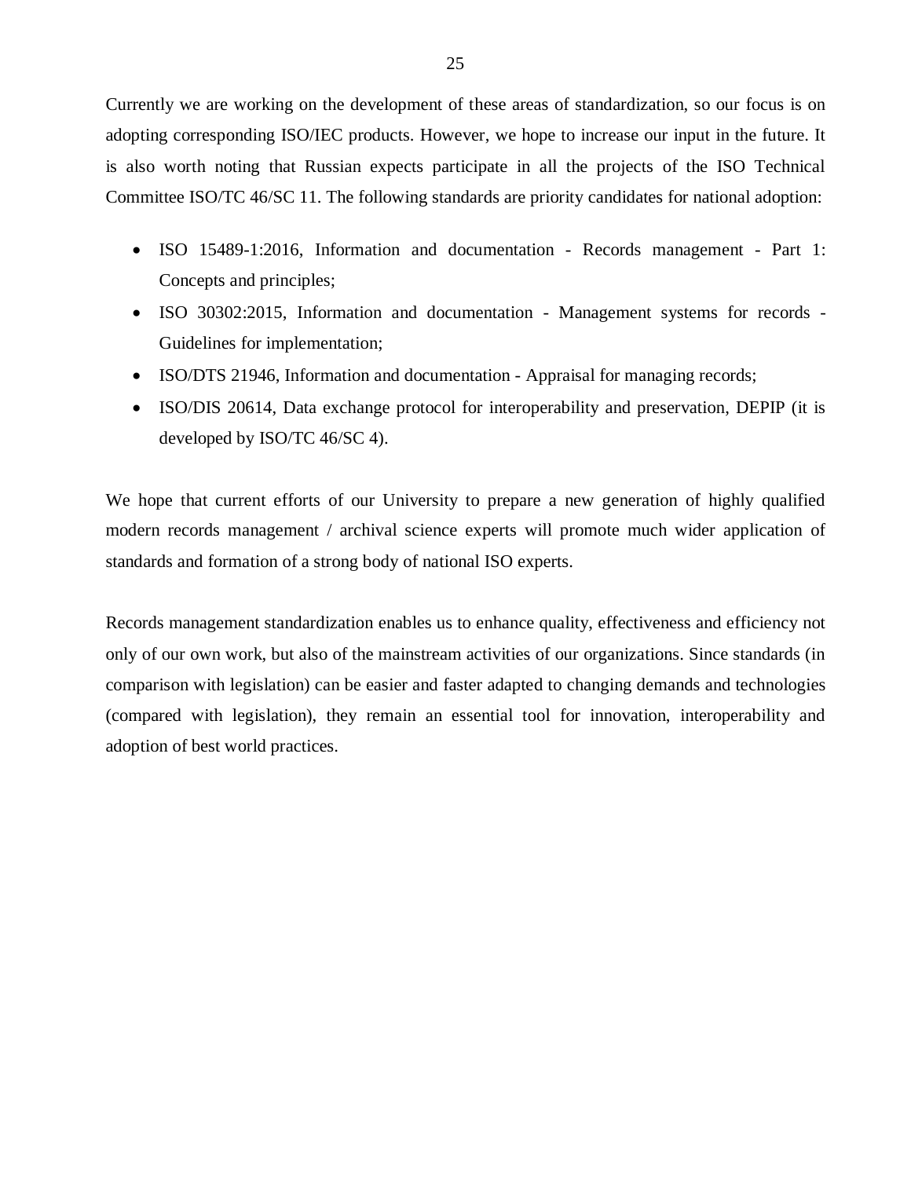Currently we are working on the development of these areas of standardization, so our focus is on adopting corresponding ISO/IEC products. However, we hope to increase our input in the future. It is also worth noting that Russian expects participate in all the projects of the ISO Technical Committee ISO/TC 46/SC 11. The following standards are priority candidates for national adoption:

- ISO 15489-1:2016, Information and documentation - Records management - Part 1: Concepts and principles;
- ISO 30302:2015, Information and documentation - Management systems for records - Guidelines for implementation;
- ISO/DTS 21946, Information and documentation - Appraisal for managing records;
- ISO/DIS 20614, Data exchange protocol for interoperability and preservation, DEPIP (it is developed by ISO/TC 46/SC 4).

We hope that current efforts of our University to prepare a new generation of highly qualified modern records management / archival science experts will promote much wider application of standards and formation of a strong body of national ISO experts.

Records management standardization enables us to enhance quality, effectiveness and efficiency not only of our own work, but also of the mainstream activities of our organizations. Since standards (in comparison with legislation) can be easier and faster adapted to changing demands and technologies (compared with legislation), they remain an essential tool for innovation, interoperability and adoption of best world practices.